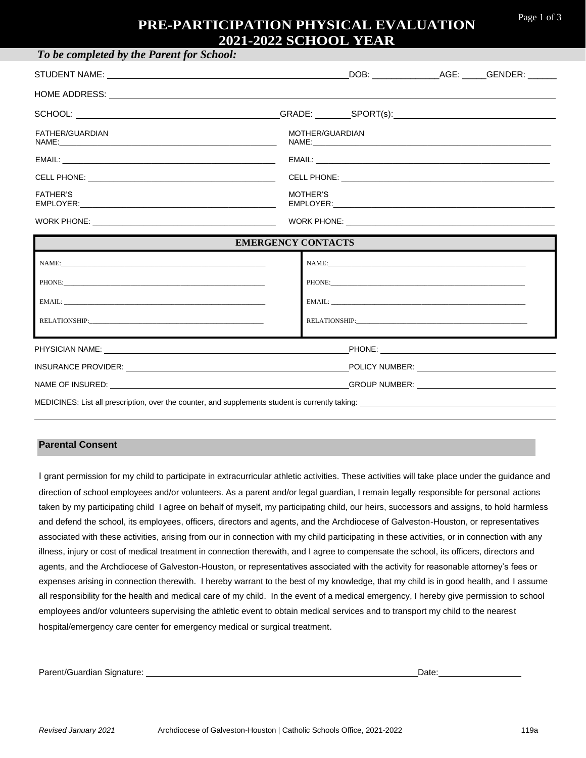# PRE-PARTICIPATION PHYSICAL EVALUATION
# 2021-2022 SCHOOL YEAR

***To be completed by the Parent for School:***

STUDENT NAME: ______________________________ DOB: ______________ AGE: _____ GENDER: ______

HOME ADDRESS: ______________________________________________________________

SCHOOL: ______________________________ GRADE: ________ SPORT(s): ______________________________

| | |
|---|---|
| FATHER/GUARDIAN NAME: ______________________________ | MOTHER/GUARDIAN NAME: ______________________________ |
| EMAIL: ______________________________ | EMAIL: ______________________________ |
| CELL PHONE: ______________________________ | CELL PHONE: ______________________________ |
| FATHER'S EMPLOYER: ______________________________ | MOTHER'S EMPLOYER: ______________________________ |
| WORK PHONE: ______________________________ | WORK PHONE: ______________________________ |

| EMERGENCY CONTACTS | |
|---|---|
| NAME: ______________________________ | NAME: ______________________________ |
| PHONE: ______________________________ | PHONE: ______________________________ |
| EMAIL: ______________________________ | EMAIL: ______________________________ |
| RELATIONSHIP: ______________________________ | RELATIONSHIP: ______________________________ |

PHYSICIAN NAME: ______________________________ PHONE: ______________________________

INSURANCE PROVIDER: ______________________________ POLICY NUMBER: ______________________________

NAME OF INSURED: ______________________________ GROUP NUMBER: ______________________________

MEDICINES: List all prescription, over the counter, and supplements student is currently taking: ______________________________

______________________________________________________________

## Parental Consent

I grant permission for my child to participate in extracurricular athletic activities. These activities will take place under the guidance and direction of school employees and/or volunteers. As a parent and/or legal guardian, I remain legally responsible for personal actions taken by my participating child I agree on behalf of myself, my participating child, our heirs, successors and assigns, to hold harmless and defend the school, its employees, officers, directors and agents, and the Archdiocese of Galveston-Houston, or representatives associated with these activities, arising from our in connection with my child participating in these activities, or in connection with any illness, injury or cost of medical treatment in connection therewith, and I agree to compensate the school, its officers, directors and agents, and the Archdiocese of Galveston-Houston, or representatives associated with the activity for reasonable attorney's fees or expenses arising in connection therewith. I hereby warrant to the best of my knowledge, that my child is in good health, and I assume all responsibility for the health and medical care of my child. In the event of a medical emergency, I hereby give permission to school employees and/or volunteers supervising the athletic event to obtain medical services and to transport my child to the nearest hospital/emergency care center for emergency medical or surgical treatment.

Parent/Guardian Signature: ______________________________ Date: ________________

*Revised January 2021* Archdiocese of Galveston-Houston | Catholic Schools Office, 2021-2022 119a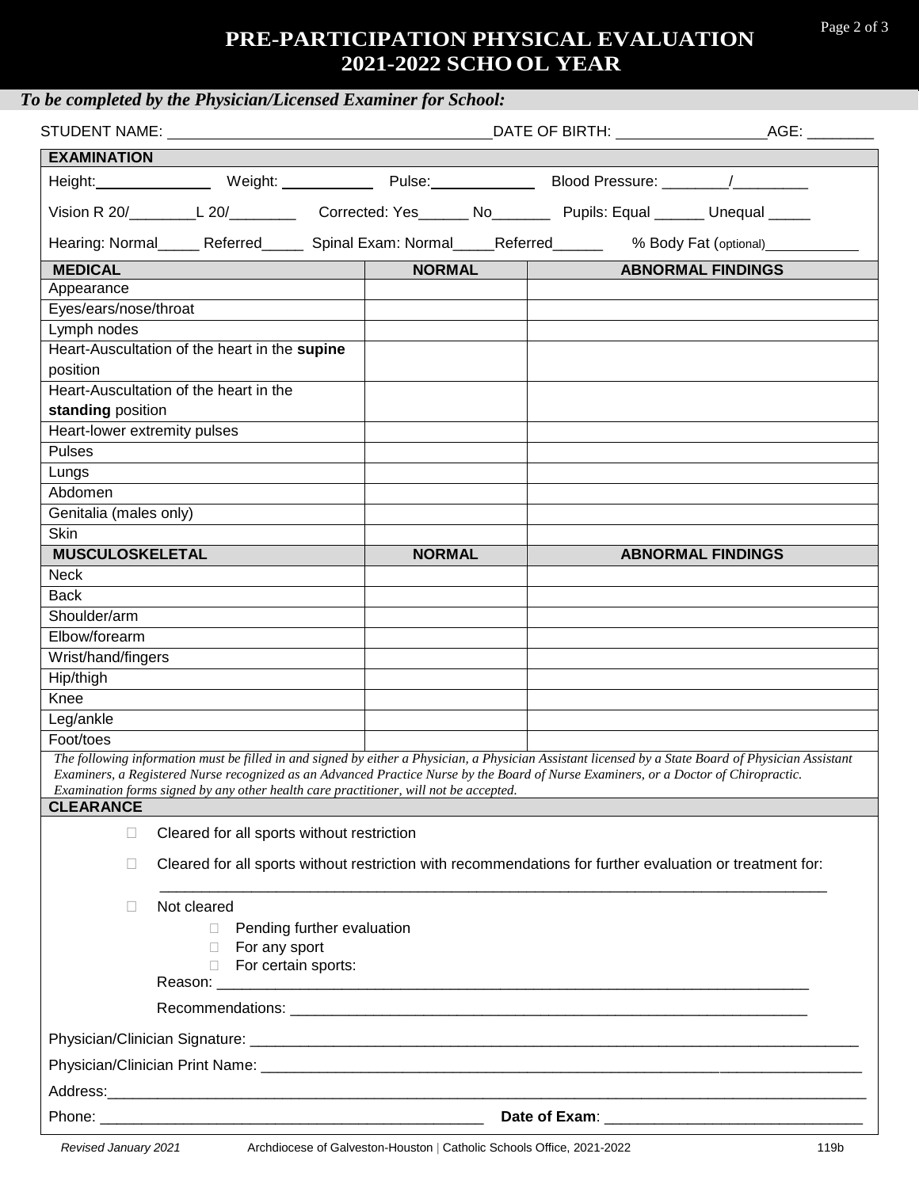# PRE-PARTICIPATION PHYSICAL EVALUATION 2021-2022 SCHOOL YEAR

***To be completed by the Physician/Licensed Examiner for School:***

STUDENT NAME: ______________________________ DATE OF BIRTH: ______________ AGE: ________

**EXAMINATION**

Height: ____________ Weight: __________ Pulse: ___________ Blood Pressure: ________/_________

Vision R 20/________L 20/________ Corrected: Yes______ No_______ Pupils: Equal ______ Unequal _____

Hearing: Normal_____ Referred_____ Spinal Exam: Normal_____Referred______ % Body Fat (optional)___________

| MEDICAL | NORMAL | ABNORMAL FINDINGS |
|---|---|---|
| Appearance | | |
| Eyes/ears/nose/throat | | |
| Lymph nodes | | |
| Heart-Auscultation of the heart in the **supine** position | | |
| Heart-Auscultation of the heart in the **standing** position | | |
| Heart-lower extremity pulses | | |
| Pulses | | |
| Lungs | | |
| Abdomen | | |
| Genitalia (males only) | | |
| Skin | | |

| MUSCULOSKELETAL | NORMAL | ABNORMAL FINDINGS |
|---|---|---|
| Neck | | |
| Back | | |
| Shoulder/arm | | |
| Elbow/forearm | | |
| Wrist/hand/fingers | | |
| Hip/thigh | | |
| Knee | | |
| Leg/ankle | | |
| Foot/toes | | |

*The following information must be filled in and signed by either a Physician, a Physician Assistant licensed by a State Board of Physician Assistant Examiners, a Registered Nurse recognized as an Advanced Practice Nurse by the Board of Nurse Examiners, or a Doctor of Chiropractic. Examination forms signed by any other health care practitioner, will not be accepted.*

**CLEARANCE**

- ☐ Cleared for all sports without restriction
- ☐ Cleared for all sports without restriction with recommendations for further evaluation or treatment for:
  ________________________________________________________________________________
- ☐ Not cleared
  - ☐ Pending further evaluation
  - ☐ For any sport
  - ☐ For certain sports:

  Reason: ________________________________________________________________________

  Recommendations: _______________________________________________________________

Physician/Clinician Signature: ____________________________________________________________

Physician/Clinician Print Name: ___________________________________________________________

Address:_______________________________________________________________________________

Phone: ________________________________________ **Date of Exam**: __________________________

*Revised January 2021* Archdiocese of Galveston-Houston | Catholic Schools Office, 2021-2022 119b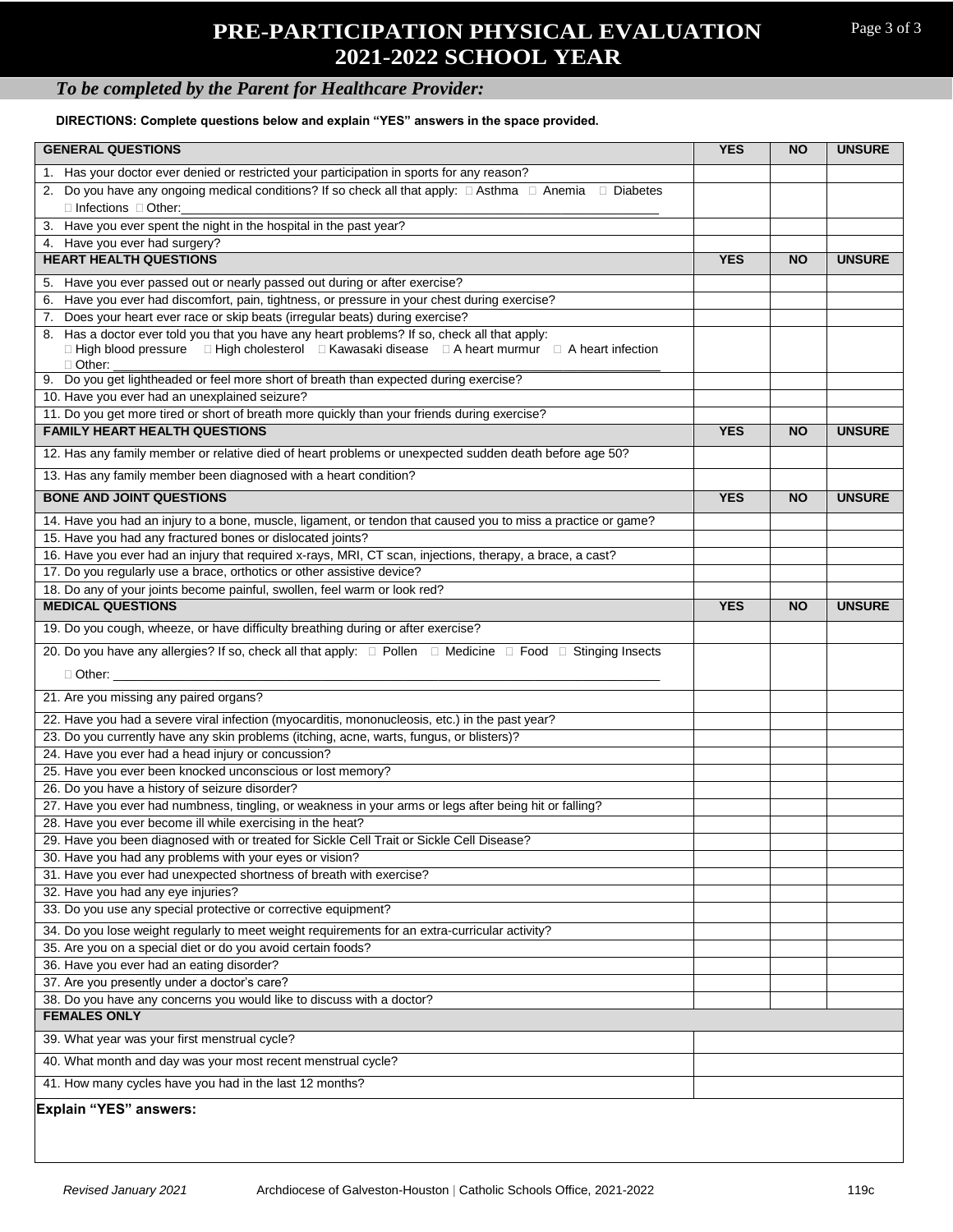# PRE-PARTICIPATION PHYSICAL EVALUATION
# 2021-2022 SCHOOL YEAR

## *To be completed by the Parent for Healthcare Provider:*

**DIRECTIONS: Complete questions below and explain "YES" answers in the space provided.**

| **GENERAL QUESTIONS** | **YES** | **NO** | **UNSURE** |
|---|---|---|---|
| 1. Has your doctor ever denied or restricted your participation in sports for any reason? | | | |
| 2. Do you have any ongoing medical conditions? If so check all that apply: □ Asthma □ Anemia □ Diabetes □ Infections □ Other:______ | | | |
| 3. Have you ever spent the night in the hospital in the past year? | | | |
| 4. Have you ever had surgery? | | | |
| **HEART HEALTH QUESTIONS** | **YES** | **NO** | **UNSURE** |
| 5. Have you ever passed out or nearly passed out during or after exercise? | | | |
| 6. Have you ever had discomfort, pain, tightness, or pressure in your chest during exercise? | | | |
| 7. Does your heart ever race or skip beats (irregular beats) during exercise? | | | |
| 8. Has a doctor ever told you that you have any heart problems? If so, check all that apply: □ High blood pressure □ High cholesterol □ Kawasaki disease □ A heart murmur □ A heart infection □ Other: ______ | | | |
| 9. Do you get lightheaded or feel more short of breath than expected during exercise? | | | |
| 10. Have you ever had an unexplained seizure? | | | |
| 11. Do you get more tired or short of breath more quickly than your friends during exercise? | | | |
| **FAMILY HEART HEALTH QUESTIONS** | **YES** | **NO** | **UNSURE** |
| 12. Has any family member or relative died of heart problems or unexpected sudden death before age 50? | | | |
| 13. Has any family member been diagnosed with a heart condition? | | | |
| **BONE AND JOINT QUESTIONS** | **YES** | **NO** | **UNSURE** |
| 14. Have you had an injury to a bone, muscle, ligament, or tendon that caused you to miss a practice or game? | | | |
| 15. Have you had any fractured bones or dislocated joints? | | | |
| 16. Have you ever had an injury that required x-rays, MRI, CT scan, injections, therapy, a brace, a cast? | | | |
| 17. Do you regularly use a brace, orthotics or other assistive device? | | | |
| 18. Do any of your joints become painful, swollen, feel warm or look red? | | | |
| **MEDICAL QUESTIONS** | **YES** | **NO** | **UNSURE** |
| 19. Do you cough, wheeze, or have difficulty breathing during or after exercise? | | | |
| 20. Do you have any allergies? If so, check all that apply: □ Pollen □ Medicine □ Food □ Stinging Insects □ Other: ______ | | | |
| 21. Are you missing any paired organs? | | | |
| 22. Have you had a severe viral infection (myocarditis, mononucleosis, etc.) in the past year? | | | |
| 23. Do you currently have any skin problems (itching, acne, warts, fungus, or blisters)? | | | |
| 24. Have you ever had a head injury or concussion? | | | |
| 25. Have you ever been knocked unconscious or lost memory? | | | |
| 26. Do you have a history of seizure disorder? | | | |
| 27. Have you ever had numbness, tingling, or weakness in your arms or legs after being hit or falling? | | | |
| 28. Have you ever become ill while exercising in the heat? | | | |
| 29. Have you been diagnosed with or treated for Sickle Cell Trait or Sickle Cell Disease? | | | |
| 30. Have you had any problems with your eyes or vision? | | | |
| 31. Have you ever had unexpected shortness of breath with exercise? | | | |
| 32. Have you had any eye injuries? | | | |
| 33. Do you use any special protective or corrective equipment? | | | |
| 34. Do you lose weight regularly to meet weight requirements for an extra-curricular activity? | | | |
| 35. Are you on a special diet or do you avoid certain foods? | | | |
| 36. Have you ever had an eating disorder? | | | |
| 37. Are you presently under a doctor's care? | | | |
| 38. Do you have any concerns you would like to discuss with a doctor? | | | |
| **FEMALES ONLY** | | | |
| 39. What year was your first menstrual cycle? | | | |
| 40. What month and day was your most recent menstrual cycle? | | | |
| 41. How many cycles have you had in the last 12 months? | | | |

**Explain "YES" answers:**

*Revised January 2021* Archdiocese of Galveston-Houston | Catholic Schools Office, 2021-2022 119c